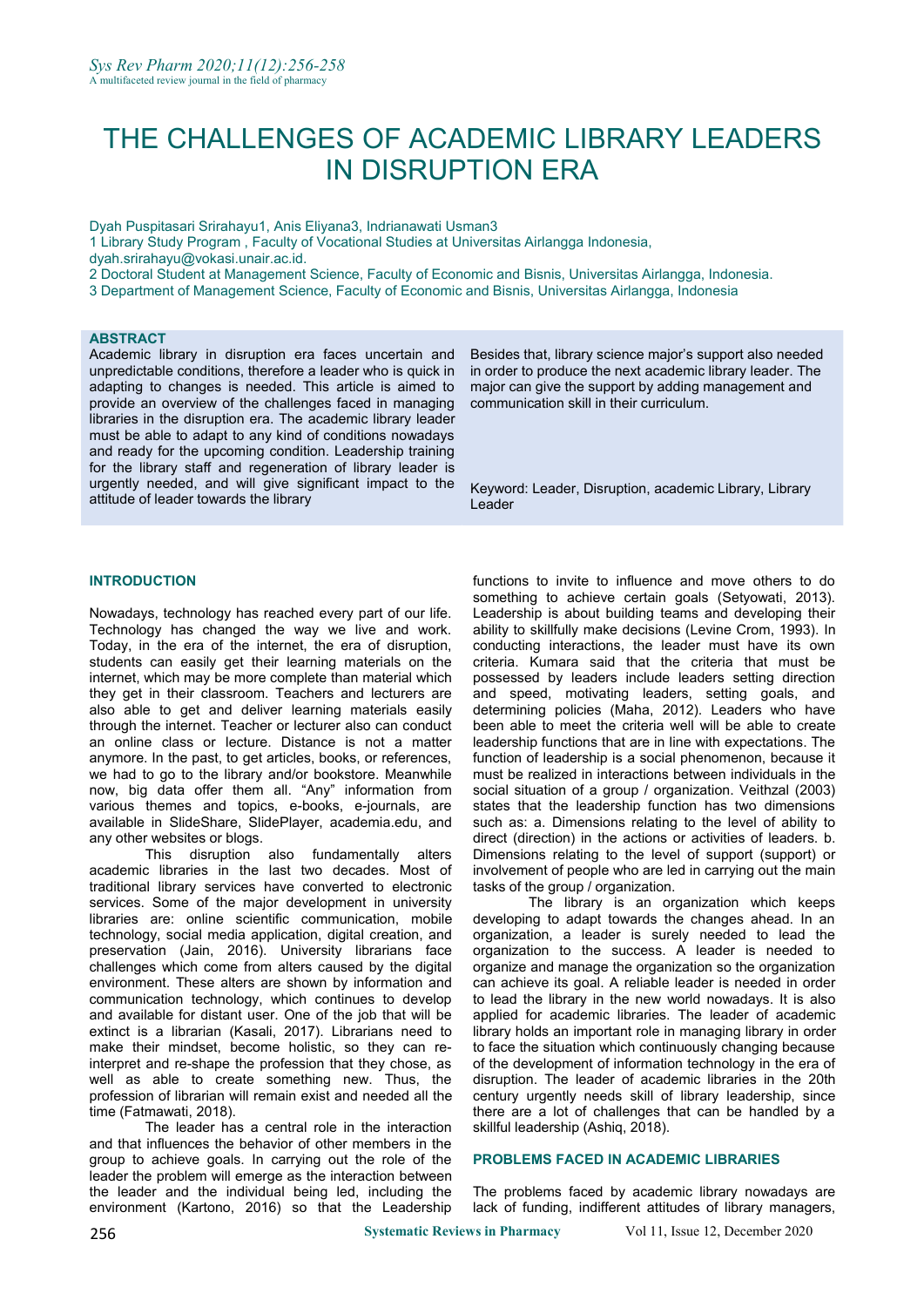# THE CHALLENGES OF ACADEMIC LIBRARY LEADERS IN DISRUPTION ERA

Dyah Puspitasari Srirahayu1, Anis Eliyana3, Indrianawati Usman3

1 Library Study Program , Faculty of Vocational Studies at Universitas Airlangga Indonesia, dyah.srirahayu@vokasi.unair.ac.id.

2 Doctoral Student at Management Science, Faculty of Economic and Bisnis, Universitas Airlangga, Indonesia.

3 Department of Management Science, Faculty of Economic and Bisnis, Universitas Airlangga, Indonesia

## ABSTRACT

Academic library in disruption era faces uncertain and unpredictable conditions, therefore a leader who is quick in adapting to changes is needed. This article is aimed to provide an overview of the challenges faced in managing libraries in the disruption era. The academic library leader must be able to adapt to any kind of conditions nowadays and ready for the upcoming condition. Leadership training for the library staff and regeneration of library leader is urgently needed, and will give significant impact to the attitude of leader towards the library Besides that, library science major's support also needed in order to produce the next academic library leader. The major can give the support by adding management and communication skill in their curriculum.

Keyword: Leader, Disruption, academic Library, Library Leader

## INTRODUCTION

Nowadays, technology has reached every part of our life. Technology has changed the way we live and work. Today, in the era of the internet, the era of disruption, students can easily get their learning materials on the internet, which may be more complete than material which they get in their classroom. Teachers and lecturers are also able to get and deliver learning materials easily through the internet. Teacher or lecturer also can conduct an online class or lecture. Distance is not a matter anymore. In the past, to get articles, books, or references, we had to go to the library and/or bookstore. Meanwhile now, big data offer them all. "Any" information from various themes and topics, e-books, e-journals, are available in SlideShare, SlidePlayer, academia.edu, and any other websites or blogs.

This disruption also fundamentally alters academic libraries in the last two decades. Most of traditional library services have converted to electronic services. Some of the major development in university libraries are: online scientific communication, mobile technology, social media application, digital creation, and preservation (Jain, 2016). University librarians face challenges which come from alters caused by the digital environment. These alters are shown by information and communication technology, which continues to develop and available for distant user. One of the job that will be extinct is a librarian (Kasali, 2017). Librarians need to make their mindset, become holistic, so they can re-interpret and re-shape the profession that they chose, as well as able to create something new. Thus, the profession of librarian will remain exist and needed all the time (Fatmawati, 2018).

The leader has a central role in the interaction and that influences the behavior of other members in the group to achieve goals. In carrying out the role of the leader the problem will emerge as the interaction between the leader and the individual being led, including the environment (Kartono, 2016) so that the Leadership functions to invite to influence and move others to do something to achieve certain goals (Setyowati, 2013). Leadership is about building teams and developing their ability to skillfully make decisions (Levine Crom, 1993). In conducting interactions, the leader must have its own criteria. Kumara said that the criteria that must be possessed by leaders include leaders setting direction and speed, motivating leaders, setting goals, and determining policies (Maha, 2012). Leaders who have been able to meet the criteria well will be able to create leadership functions that are in line with expectations. The function of leadership is a social phenomenon, because it must be realized in interactions between individuals in the social situation of a group / organization. Veithzal (2003) states that the leadership function has two dimensions such as: a. Dimensions relating to the level of ability to direct (direction) in the actions or activities of leaders. b. Dimensions relating to the level of support (support) or involvement of people who are led in carrying out the main tasks of the group / organization.

The library is an organization which keeps developing to adapt towards the changes ahead. In an organization, a leader is surely needed to lead the organization to the success. A leader is needed to organize and manage the organization so the organization can achieve its goal. A reliable leader is needed in order to lead the library in the new world nowadays. It is also applied for academic libraries. The leader of academic library holds an important role in managing library in order to face the situation which continuously changing because of the development of information technology in the era of disruption. The leader of academic libraries in the 20th century urgently needs skill of library leadership, since there are a lot of challenges that can be handled by a skillful leadership (Ashiq, 2018).

## PROBLEMS FACED IN ACADEMIC LIBRARIES

The problems faced by academic library nowadays are lack of funding, indifferent attitudes of library managers,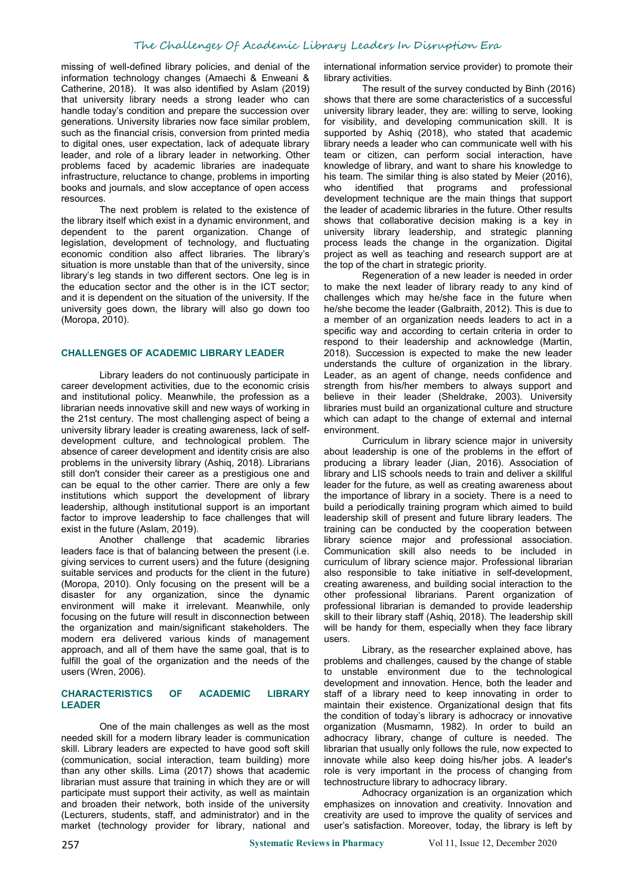missing of well-defined library policies, and denial of the information technology changes (Amaechi & Enweani & Catherine, 2018). It was also identified by Aslam (2019) that university library needs a strong leader who can handle today's condition and prepare the succession over generations. University libraries now face similar problem, such as the financial crisis, conversion from printed media to digital ones, user expectation, lack of adequate library leader, and role of a library leader in networking. Other problems faced by academic libraries are inadequate infrastructure, reluctance to change, problems in importing books and journals, and slow acceptance of open access resources.

The next problem is related to the existence of the library itself which exist in a dynamic environment, and dependent to the parent organization. Change of legislation, development of technology, and fluctuating economic condition also affect libraries. The library's situation is more unstable than that of the university, since library's leg stands in two different sectors. One leg is in the education sector; and the other is in the ICT sector; and it is dependent on the situation of the university. If the university goes down, the library will also go down too (Moropa, 2010).

## CHALLENGES OF ACADEMIC LIBRARY LEADER

Library leaders do not continuously participate in career development activities, due to the economic crisis and institutional policy. Meanwhile, the profession as a librarian needs innovative skill and new ways of working in the 21st century. The most challenging aspect of being a university library leader is creating awareness, lack of self-development culture, and technological problem. The absence of career development and identity crisis are also problems in the university library (Ashiq, 2018). Librarians still don't consider their career as a prestigious one and can be equal to the other carrier. There are only a few institutions which support the development of library leadership, although institutional support is an important factor to improve leadership to face challenges that will exist in the future (Aslam, 2019).

Another challenge that academic libraries leaders face is that of balancing between the present (i.e. giving services to current users) and the future (designing suitable services and products for the client in the future) (Moropa, 2010). Only focusing on the present will be a disaster for any organization, since the dynamic environment will make it irrelevant. Meanwhile, only focusing on the future will result in disconnection between the organization and main/significant stakeholders. The modern era delivered various kinds of management approach, and all of them have the same goal, that is to fulfill the goal of the organization and the needs of the users (Wren, 2006).

## CHARACTERISTICS OF ACADEMIC LIBRARY LEADER

One of the main challenges as well as the most needed skill for a modern library leader is communication skill. Library leaders are expected to have good soft skill (communication, social interaction, team building) more than any other skills. Lima (2017) shows that academic librarian must assure that training in which they are or will participate must support their activity, as well as maintain and broaden their network, both inside of the university (Lecturers, students, staff, and administrator) and in the market (technology provider for library, national and international information service provider) to promote their library activities.

The result of the survey conducted by Binh (2016) shows that there are some characteristics of a successful university library leader, they are: willing to serve, looking for visibility, and developing communication skill. It is supported by Ashiq (2018), who stated that academic library needs a leader who can communicate well with his team or citizen, can perform social interaction, have knowledge of library, and want to share his knowledge to his team. The similar thing is also stated by Meier (2016), who identified that programs and professional development technique are the main things that support the leader of academic libraries in the future. Other results shows that collaborative decision making is a key in university library leadership, and strategic planning process leads the change in the organization. Digital project as well as teaching and research support are at the top of the chart in strategic priority.

Regeneration of a new leader is needed in order to make the next leader of library ready to any kind of challenges which may he/she face in the future when he/she become the leader (Galbraith, 2012). This is due to a member of an organization needs leaders to act in a specific way and according to certain criteria in order to respond to their leadership and acknowledge (Martin, 2018). Succession is expected to make the new leader understands the culture of organization in the library. Leader, as an agent of change, needs confidence and strength from his/her members to always support and believe in their leader (Sheldrake, 2003). University libraries must build an organizational culture and structure which can adapt to the change of external and internal environment.

Curriculum in library science major in university about leadership is one of the problems in the effort of producing a library leader (Jian, 2016). Association of library and LIS schools needs to train and deliver a skillful leader for the future, as well as creating awareness about the importance of library in a society. There is a need to build a periodically training program which aimed to build leadership skill of present and future library leaders. The training can be conducted by the cooperation between library science major and professional association. Communication skill also needs to be included in curriculum of library science major. Professional librarian also responsible to take initiative in self-development, creating awareness, and building social interaction to the other professional librarians. Parent organization of professional librarian is demanded to provide leadership skill to their library staff (Ashiq, 2018). The leadership skill will be handy for them, especially when they face library users.

Library, as the researcher explained above, has problems and challenges, caused by the change of stable to unstable environment due to the technological development and innovation. Hence, both the leader and staff of a library need to keep innovating in order to maintain their existence. Organizational design that fits the condition of today's library is adhocracy or innovative organization (Musmamn, 1982). In order to build an adhocracy library, change of culture is needed. The librarian that usually only follows the rule, now expected to innovate while also keep doing his/her jobs. A leader's role is very important in the process of changing from technostructure library to adhocracy library.

Adhocracy organization is an organization which emphasizes on innovation and creativity. Innovation and creativity are used to improve the quality of services and user's satisfaction. Moreover, today, the library is left by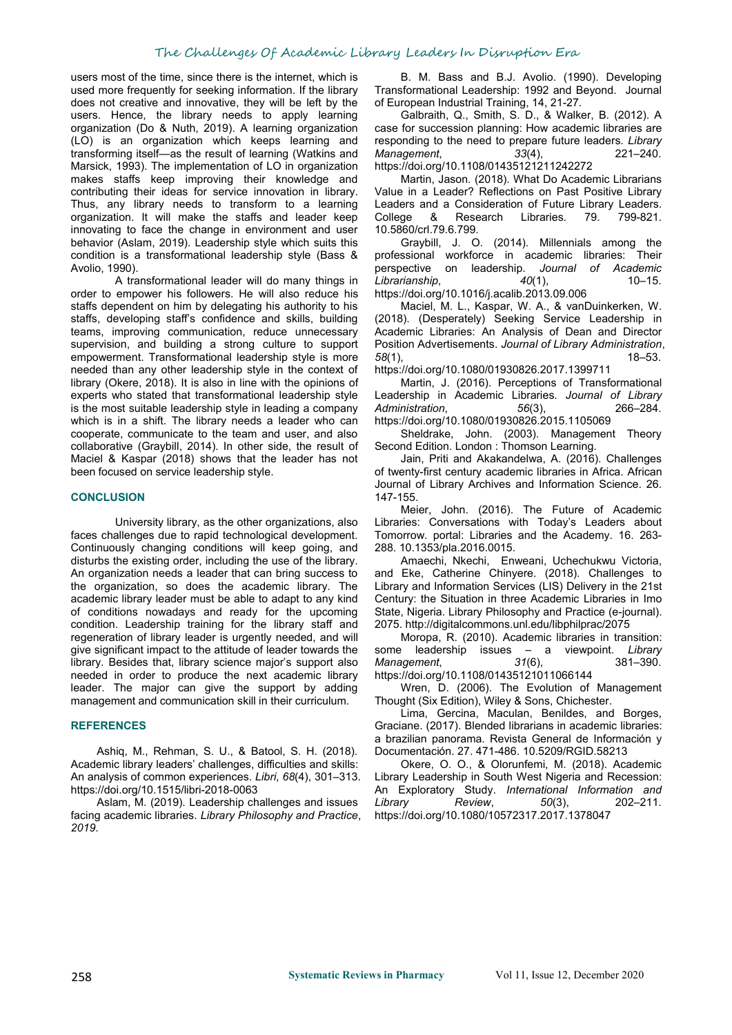users most of the time, since there is the internet, which is used more frequently for seeking information. If the library does not creative and innovative, they will be left by the users. Hence, the library needs to apply learning organization (Do & Nuth, 2019). A learning organization (LO) is an organization which keeps learning and transforming itself—as the result of learning (Watkins and Marsick, 1993). The implementation of LO in organization makes staffs keep improving their knowledge and contributing their ideas for service innovation in library. Thus, any library needs to transform to a learning organization. It will make the staffs and leader keep innovating to face the change in environment and user behavior (Aslam, 2019). Leadership style which suits this condition is a transformational leadership style (Bass & Avolio, 1990).

A transformational leader will do many things in order to empower his followers. He will also reduce his staffs dependent on him by delegating his authority to his staffs, developing staff's confidence and skills, building teams, improving communication, reduce unnecessary supervision, and building a strong culture to support empowerment. Transformational leadership style is more needed than any other leadership style in the context of library (Okere, 2018). It is also in line with the opinions of experts who stated that transformational leadership style is the most suitable leadership style in leading a company which is in a shift. The library needs a leader who can cooperate, communicate to the team and user, and also collaborative (Graybill, 2014). In other side, the result of Maciel & Kaspar (2018) shows that the leader has not been focused on service leadership style.

## CONCLUSION

University library, as the other organizations, also faces challenges due to rapid technological development. Continuously changing conditions will keep going, and disturbs the existing order, including the use of the library. An organization needs a leader that can bring success to the organization, so does the academic library. The academic library leader must be able to adapt to any kind of conditions nowadays and ready for the upcoming condition. Leadership training for the library staff and regeneration of library leader is urgently needed, and will give significant impact to the attitude of leader towards the library. Besides that, library science major's support also needed in order to produce the next academic library leader. The major can give the support by adding management and communication skill in their curriculum.

## REFERENCES

Ashiq, M., Rehman, S. U., & Batool, S. H. (2018). Academic library leaders' challenges, difficulties and skills: An analysis of common experiences. *Libri*, *68*(4), 301–313. https://doi.org/10.1515/libri-2018-0063

Aslam, M. (2019). Leadership challenges and issues facing academic libraries. *Library Philosophy and Practice*, *2019*.

B. M. Bass and B.J. Avolio. (1990). Developing Transformational Leadership: 1992 and Beyond. Journal of European Industrial Training, 14, 21-27.

Galbraith, Q., Smith, S. D., & Walker, B. (2012). A case for succession planning: How academic libraries are responding to the need to prepare future leaders. *Library Management*, *33*(4), 221–240. https://doi.org/10.1108/01435121211242272

Martin, Jason. (2018). What Do Academic Librarians Value in a Leader? Reflections on Past Positive Library Leaders and a Consideration of Future Library Leaders. College & Research Libraries. 79. 799-821. 10.5860/crl.79.6.799.

Graybill, J. O. (2014). Millennials among the professional workforce in academic libraries: Their perspective on leadership. *Journal of Academic Librarianship*, *40*(1), 10–15. https://doi.org/10.1016/j.acalib.2013.09.006

Maciel, M. L., Kaspar, W. A., & vanDuinkerken, W. (2018). (Desperately) Seeking Service Leadership in Academic Libraries: An Analysis of Dean and Director Position Advertisements. *Journal of Library Administration*, *58*(1), 18–53. https://doi.org/10.1080/01930826.2017.1399711

Martin, J. (2016). Perceptions of Transformational Leadership in Academic Libraries. *Journal of Library Administration*, *56*(3), 266–284. https://doi.org/10.1080/01930826.2015.1105069

Sheldrake, John. (2003). Management Theory Second Edition. London : Thomson Learning.

Jain, Priti and Akakandelwa, A. (2016). Challenges of twenty-first century academic libraries in Africa. African Journal of Library Archives and Information Science. 26. 147-155.

Meier, John. (2016). The Future of Academic Libraries: Conversations with Today's Leaders about Tomorrow. portal: Libraries and the Academy. 16. 263-288. 10.1353/pla.2016.0015.

Amaechi, Nkechi, Enweani, Uchechukwu Victoria, and Eke, Catherine Chinyere. (2018). Challenges to Library and Information Services (LIS) Delivery in the 21st Century: the Situation in three Academic Libraries in Imo State, Nigeria. Library Philosophy and Practice (e-journal). 2075. http://digitalcommons.unl.edu/libphilprac/2075

Moropa, R. (2010). Academic libraries in transition: some leadership issues – a viewpoint. *Library Management*, *31*(6), 381–390. https://doi.org/10.1108/01435121011066144

Wren, D. (2006). The Evolution of Management Thought (Six Edition), Wiley & Sons, Chichester.

Lima, Gercina, Maculan, Benildes, and Borges, Graciane. (2017). Blended librarians in academic libraries: a brazilian panorama. Revista General de Información y Documentación. 27. 471-486. 10.5209/RGID.58213

Okere, O. O., & Olorunfemi, M. (2018). Academic Library Leadership in South West Nigeria and Recession: An Exploratory Study. *International Information and Library Review*, *50*(3), 202–211. https://doi.org/10.1080/10572317.2017.1378047